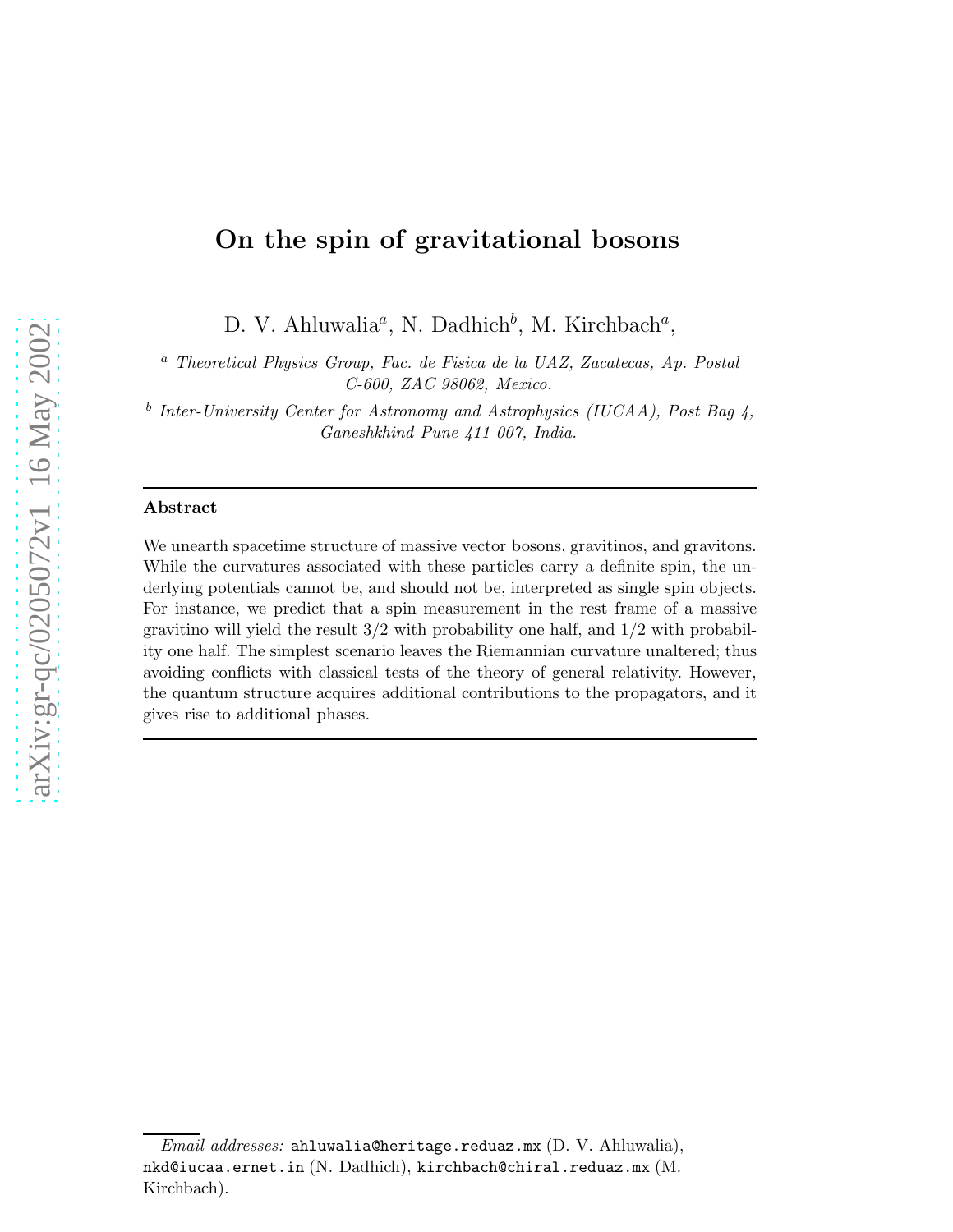# On the spin of gravitational bosons

D. V. Ahluwalia[a], N. Dadhich[b], M. Kirchbach[a],

[a] *Theoretical Physics Group, Fac. de Fisica de la UAZ, Zacatecas, Ap. Postal C-600, ZAC 98062, Mexico.*

[b] *Inter-University Center for Astronomy and Astrophysics (IUCAA), Post Bag 4, Ganeshkhind Pune 411 007, India.*

---

**Abstract**

We unearth spacetime structure of massive vector bosons, gravitinos, and gravitons. While the curvatures associated with these particles carry a definite spin, the underlying potentials cannot be, and should not be, interpreted as single spin objects. For instance, we predict that a spin measurement in the rest frame of a massive gravitino will yield the result 3/2 with probability one half, and 1/2 with probability one half. The simplest scenario leaves the Riemannian curvature unaltered; thus avoiding conflicts with classical tests of the theory of general relativity. However, the quantum structure acquires additional contributions to the propagators, and it gives rise to additional phases.

---

*Email addresses:* `ahluwalia@heritage.reduaz.mx` (D. V. Ahluwalia), `nkd@iucaa.ernet.in` (N. Dadhich), `kirchbach@chiral.reduaz.mx` (M. Kirchbach).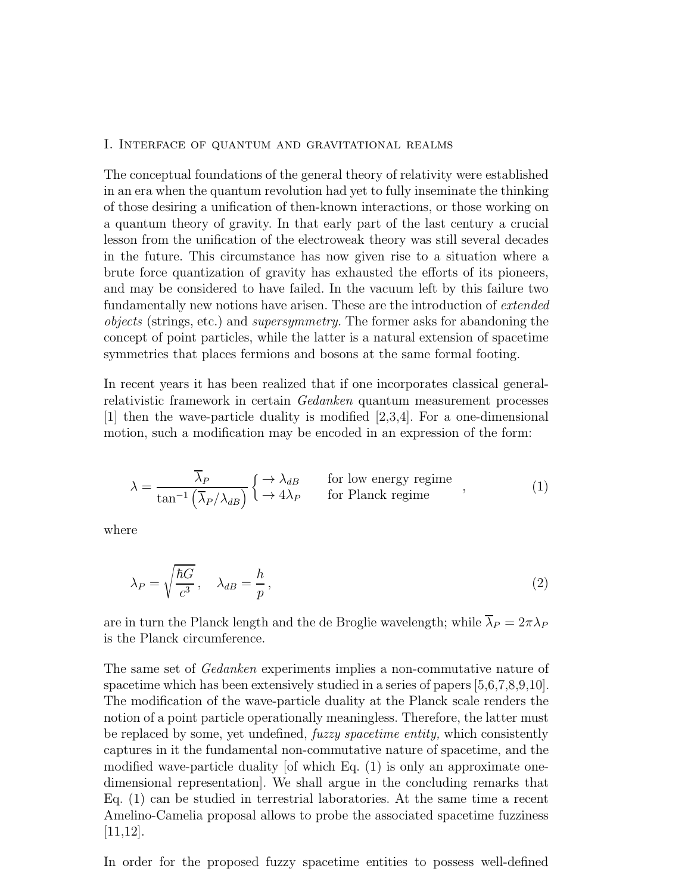## I. Interface of quantum and gravitational realms

The conceptual foundations of the general theory of relativity were established in an era when the quantum revolution had yet to fully inseminate the thinking of those desiring a unification of then-known interactions, or those working on a quantum theory of gravity. In that early part of the last century a crucial lesson from the unification of the electroweak theory was still several decades in the future. This circumstance has now given rise to a situation where a brute force quantization of gravity has exhausted the efforts of its pioneers, and may be considered to have failed. In the vacuum left by this failure two fundamentally new notions have arisen. These are the introduction of *extended objects* (strings, etc.) and *supersymmetry.* The former asks for abandoning the concept of point particles, while the latter is a natural extension of spacetime symmetries that places fermions and bosons at the same formal footing.

In recent years it has been realized that if one incorporates classical general-relativistic framework in certain *Gedanken* quantum measurement processes [1] then the wave-particle duality is modified [2,3,4]. For a one-dimensional motion, such a modification may be encoded in an expression of the form:

$$\lambda = \frac{\overline{\lambda}_P}{\tan^{-1}\left(\overline{\lambda}_P/\lambda_{dB}\right)} \begin{cases} \to \lambda_{dB} & \text{for low energy regime} \\ \to 4\lambda_P & \text{for Planck regime} \end{cases} , \tag{1}$$

where

$$\lambda_P = \sqrt{\frac{\hbar G}{c^3}} , \quad \lambda_{dB} = \frac{h}{p} , \tag{2}$$

are in turn the Planck length and the de Broglie wavelength; while $\overline{\lambda}_P = 2\pi\lambda_P$ is the Planck circumference.

The same set of *Gedanken* experiments implies a non-commutative nature of spacetime which has been extensively studied in a series of papers [5,6,7,8,9,10]. The modification of the wave-particle duality at the Planck scale renders the notion of a point particle operationally meaningless. Therefore, the latter must be replaced by some, yet undefined, *fuzzy spacetime entity,* which consistently captures in it the fundamental non-commutative nature of spacetime, and the modified wave-particle duality [of which Eq. (1) is only an approximate one-dimensional representation]. We shall argue in the concluding remarks that Eq. (1) can be studied in terrestrial laboratories. At the same time a recent Amelino-Camelia proposal allows to probe the associated spacetime fuzziness [11,12].

In order for the proposed fuzzy spacetime entities to possess well-defined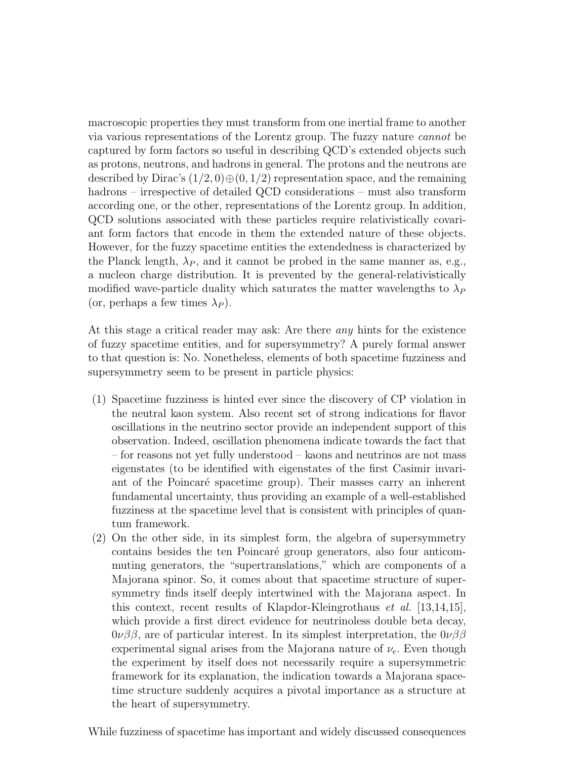macroscopic properties they must transform from one inertial frame to another via various representations of the Lorentz group. The fuzzy nature *cannot* be captured by form factors so useful in describing QCD's extended objects such as protons, neutrons, and hadrons in general. The protons and the neutrons are described by Dirac's $(1/2, 0) \oplus (0, 1/2)$ representation space, and the remaining hadrons – irrespective of detailed QCD considerations – must also transform according one, or the other, representations of the Lorentz group. In addition, QCD solutions associated with these particles require relativistically covariant form factors that encode in them the extended nature of these objects. However, for the fuzzy spacetime entities the extendedness is characterized by the Planck length, $\lambda_P$, and it cannot be probed in the same manner as, e.g., a nucleon charge distribution. It is prevented by the general-relativistically modified wave-particle duality which saturates the matter wavelengths to $\lambda_P$ (or, perhaps a few times $\lambda_P$).

At this stage a critical reader may ask: Are there *any* hints for the existence of fuzzy spacetime entities, and for supersymmetry? A purely formal answer to that question is: No. Nonetheless, elements of both spacetime fuzziness and supersymmetry seem to be present in particle physics:

(1) Spacetime fuzziness is hinted ever since the discovery of CP violation in the neutral kaon system. Also recent set of strong indications for flavor oscillations in the neutrino sector provide an independent support of this observation. Indeed, oscillation phenomena indicate towards the fact that – for reasons not yet fully understood – kaons and neutrinos are not mass eigenstates (to be identified with eigenstates of the first Casimir invariant of the Poincaré spacetime group). Their masses carry an inherent fundamental uncertainty, thus providing an example of a well-established fuzziness at the spacetime level that is consistent with principles of quantum framework.

(2) On the other side, in its simplest form, the algebra of supersymmetry contains besides the ten Poincaré group generators, also four anticommuting generators, the "supertranslations," which are components of a Majorana spinor. So, it comes about that spacetime structure of supersymmetry finds itself deeply intertwined with the Majorana aspect. In this context, recent results of Klapdor-Kleingrothaus *et al.* [13,14,15], which provide a first direct evidence for neutrinoless double beta decay, $0\nu\beta\beta$, are of particular interest. In its simplest interpretation, the $0\nu\beta\beta$ experimental signal arises from the Majorana nature of $\nu_e$. Even though the experiment by itself does not necessarily require a supersymmetric framework for its explanation, the indication towards a Majorana spacetime structure suddenly acquires a pivotal importance as a structure at the heart of supersymmetry.

While fuzziness of spacetime has important and widely discussed consequences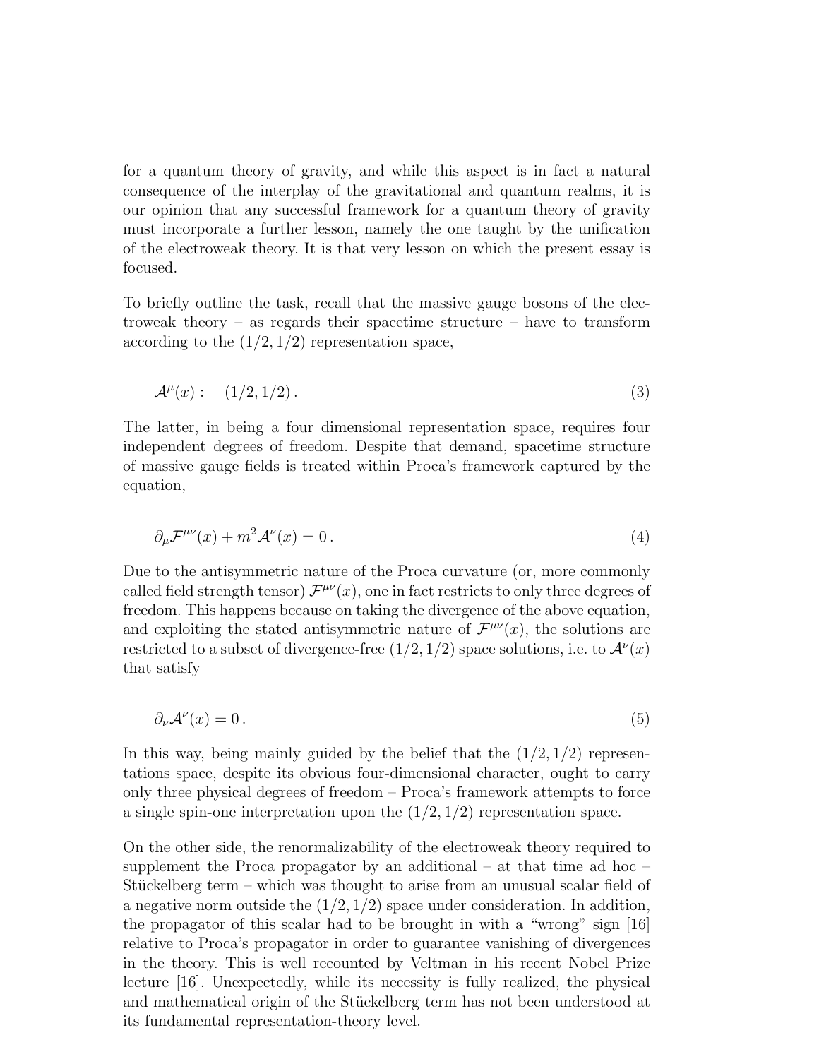for a quantum theory of gravity, and while this aspect is in fact a natural consequence of the interplay of the gravitational and quantum realms, it is our opinion that any successful framework for a quantum theory of gravity must incorporate a further lesson, namely the one taught by the unification of the electroweak theory. It is that very lesson on which the present essay is focused.

To briefly outline the task, recall that the massive gauge bosons of the electroweak theory – as regards their spacetime structure – have to transform according to the $(1/2, 1/2)$ representation space,

$$\mathcal{A}^\mu(x): \quad (1/2, 1/2)\,. \tag{3}$$

The latter, in being a four dimensional representation space, requires four independent degrees of freedom. Despite that demand, spacetime structure of massive gauge fields is treated within Proca's framework captured by the equation,

$$\partial_\mu \mathcal{F}^{\mu\nu}(x) + m^2 \mathcal{A}^\nu(x) = 0\,. \tag{4}$$

Due to the antisymmetric nature of the Proca curvature (or, more commonly called field strength tensor) $\mathcal{F}^{\mu\nu}(x)$, one in fact restricts to only three degrees of freedom. This happens because on taking the divergence of the above equation, and exploiting the stated antisymmetric nature of $\mathcal{F}^{\mu\nu}(x)$, the solutions are restricted to a subset of divergence-free $(1/2, 1/2)$ space solutions, i.e. to $\mathcal{A}^\nu(x)$ that satisfy

$$\partial_\nu \mathcal{A}^\nu(x) = 0\,. \tag{5}$$

In this way, being mainly guided by the belief that the $(1/2, 1/2)$ representations space, despite its obvious four-dimensional character, ought to carry only three physical degrees of freedom – Proca's framework attempts to force a single spin-one interpretation upon the $(1/2, 1/2)$ representation space.

On the other side, the renormalizability of the electroweak theory required to supplement the Proca propagator by an additional – at that time ad hoc – Stückelberg term – which was thought to arise from an unusual scalar field of a negative norm outside the $(1/2, 1/2)$ space under consideration. In addition, the propagator of this scalar had to be brought in with a "wrong" sign [16] relative to Proca's propagator in order to guarantee vanishing of divergences in the theory. This is well recounted by Veltman in his recent Nobel Prize lecture [16]. Unexpectedly, while its necessity is fully realized, the physical and mathematical origin of the Stückelberg term has not been understood at its fundamental representation-theory level.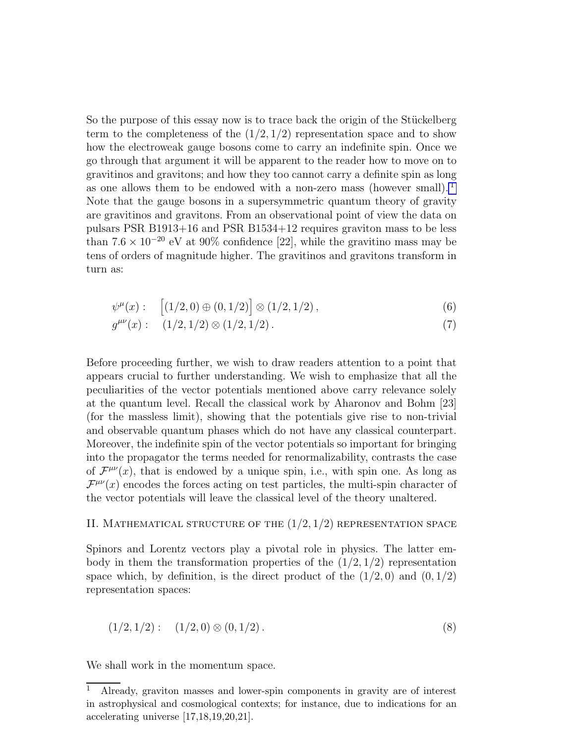So the purpose of this essay now is to trace back the origin of the Stückelberg term to the completeness of the $(1/2, 1/2)$ representation space and to show how the electroweak gauge bosons come to carry an indefinite spin. Once we go through that argument it will be apparent to the reader how to move on to gravitinos and gravitons; and how they too cannot carry a definite spin as long as one allows them to be endowed with a non-zero mass (however small).[1] Note that the gauge bosons in a supersymmetric quantum theory of gravity are gravitinos and gravitons. From an observational point of view the data on pulsars PSR B1913+16 and PSR B1534+12 requires graviton mass to be less than $7.6 \times 10^{-20}$ eV at 90% confidence [22], while the gravitino mass may be tens of orders of magnitude higher. The gravitinos and gravitons transform in turn as:

$$\psi^\mu(x): \quad \Big[(1/2, 0) \oplus (0, 1/2)\Big] \otimes (1/2, 1/2)\,, \tag{6}$$

$$g^{\mu\nu}(x): \quad (1/2, 1/2) \otimes (1/2, 1/2)\,. \tag{7}$$

Before proceeding further, we wish to draw readers attention to a point that appears crucial to further understanding. We wish to emphasize that all the peculiarities of the vector potentials mentioned above carry relevance solely at the quantum level. Recall the classical work by Aharonov and Bohm [23] (for the massless limit), showing that the potentials give rise to non-trivial and observable quantum phases which do not have any classical counterpart. Moreover, the indefinite spin of the vector potentials so important for bringing into the propagator the terms needed for renormalizability, contrasts the case of $\mathcal{F}^{\mu\nu}(x)$, that is endowed by a unique spin, i.e., with spin one. As long as $\mathcal{F}^{\mu\nu}(x)$ encodes the forces acting on test particles, the multi-spin character of the vector potentials will leave the classical level of the theory unaltered.

## II. Mathematical structure of the $(1/2, 1/2)$ representation space

Spinors and Lorentz vectors play a pivotal role in physics. The latter embody in them the transformation properties of the $(1/2, 1/2)$ representation space which, by definition, is the direct product of the $(1/2, 0)$ and $(0, 1/2)$ representation spaces:

$$(1/2, 1/2): \quad (1/2, 0) \otimes (0, 1/2)\,. \tag{8}$$

We shall work in the momentum space.

[1] Already, graviton masses and lower-spin components in gravity are of interest in astrophysical and cosmological contexts; for instance, due to indications for an accelerating universe [17,18,19,20,21].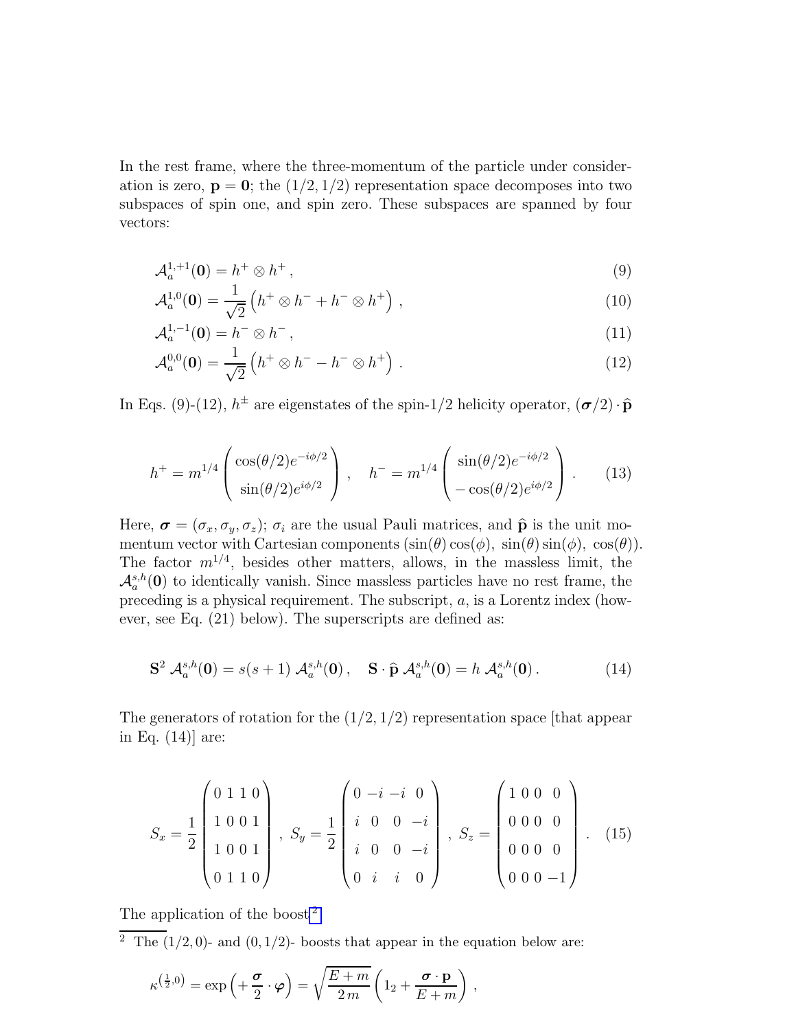In the rest frame, where the three-momentum of the particle under consideration is zero, $\mathbf{p} = \mathbf{0}$; the $(1/2, 1/2)$ representation space decomposes into two subspaces of spin one, and spin zero. These subspaces are spanned by four vectors:

$$\mathcal{A}_a^{1,+1}(\mathbf{0}) = h^+ \otimes h^+ \,, \tag{9}$$

$$\mathcal{A}_a^{1,0}(\mathbf{0}) = \frac{1}{\sqrt{2}} \left( h^+ \otimes h^- + h^- \otimes h^+ \right) \,, \tag{10}$$

$$\mathcal{A}_a^{1,-1}(\mathbf{0}) = h^- \otimes h^- \,, \tag{11}$$

$$\mathcal{A}_a^{0,0}(\mathbf{0}) = \frac{1}{\sqrt{2}} \left( h^+ \otimes h^- - h^- \otimes h^+ \right) \,. \tag{12}$$

In Eqs. (9)-(12), $h^\pm$ are eigenstates of the spin-1/2 helicity operator, $(\boldsymbol{\sigma}/2) \cdot \widehat{\mathbf{p}}$

$$h^+ = m^{1/4} \begin{pmatrix} \cos(\theta/2) e^{-i\phi/2} \\ \sin(\theta/2) e^{i\phi/2} \end{pmatrix} \,, \quad h^- = m^{1/4} \begin{pmatrix} \sin(\theta/2) e^{-i\phi/2} \\ -\cos(\theta/2) e^{i\phi/2} \end{pmatrix} \,. \tag{13}$$

Here, $\boldsymbol{\sigma} = (\sigma_x, \sigma_y, \sigma_z)$; $\sigma_i$ are the usual Pauli matrices, and $\widehat{\mathbf{p}}$ is the unit momentum vector with Cartesian components $(\sin(\theta)\cos(\phi),\ \sin(\theta)\sin(\phi),\ \cos(\theta))$. The factor $m^{1/4}$, besides other matters, allows, in the massless limit, the $\mathcal{A}_a^{s,h}(\mathbf{0})$ to identically vanish. Since massless particles have no rest frame, the preceding is a physical requirement. The subscript, $a$, is a Lorentz index (however, see Eq. (21) below). The superscripts are defined as:

$$\mathbf{S}^2 \, \mathcal{A}_a^{s,h}(\mathbf{0}) = s(s+1) \, \mathcal{A}_a^{s,h}(\mathbf{0}) \,, \quad \mathbf{S} \cdot \widehat{\mathbf{p}} \, \mathcal{A}_a^{s,h}(\mathbf{0}) = h \, \mathcal{A}_a^{s,h}(\mathbf{0}) \,. \tag{14}$$

The generators of rotation for the $(1/2, 1/2)$ representation space [that appear in Eq. (14)] are:

$$S_x = \frac{1}{2} \begin{pmatrix} 0 & 1 & 1 & 0 \\ 1 & 0 & 0 & 1 \\ 1 & 0 & 0 & 1 \\ 0 & 1 & 1 & 0 \end{pmatrix} \,, \; S_y = \frac{1}{2} \begin{pmatrix} 0 & -i & -i & 0 \\ i & 0 & 0 & -i \\ i & 0 & 0 & -i \\ 0 & i & i & 0 \end{pmatrix} \,, \; S_z = \begin{pmatrix} 1 & 0 & 0 & 0 \\ 0 & 0 & 0 & 0 \\ 0 & 0 & 0 & 0 \\ 0 & 0 & 0 & -1 \end{pmatrix} \,. \tag{15}$$

The application of the boost[2]

[2] The $(1/2, 0)$- and $(0, 1/2)$- boosts that appear in the equation below are:

$$\kappa^{\left(\frac{1}{2},0\right)} = \exp\left( + \frac{\boldsymbol{\sigma}}{2} \cdot \boldsymbol{\varphi} \right) = \sqrt{\frac{E+m}{2\,m}} \left( 1_2 + \frac{\boldsymbol{\sigma} \cdot \mathbf{p}}{E+m} \right) \,,$$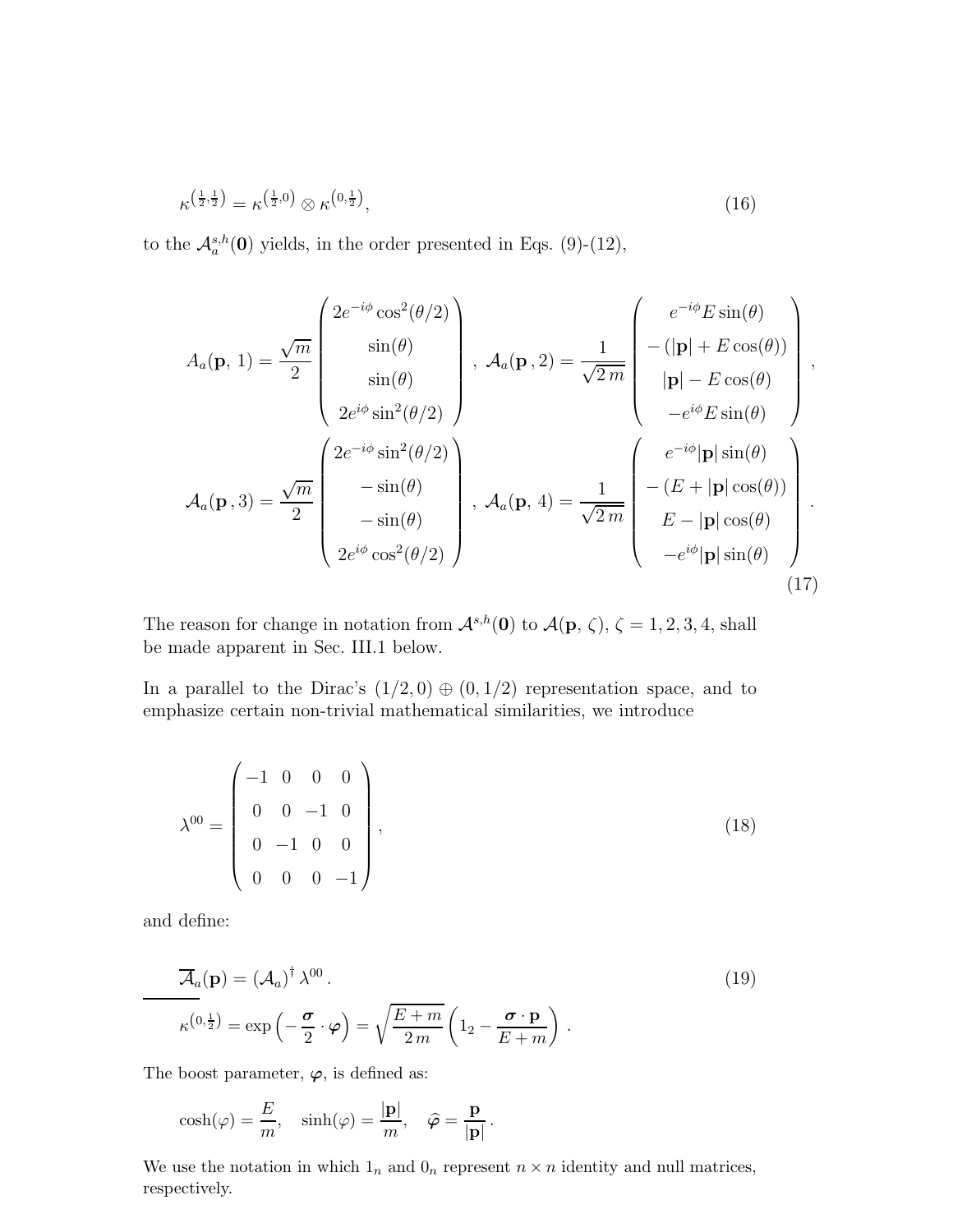$$
\kappa^{\left(\frac{1}{2},\frac{1}{2}\right)} = \kappa^{\left(\frac{1}{2},0\right)} \otimes \kappa^{\left(0,\frac{1}{2}\right)}, \tag{16}
$$

to the $\mathcal{A}_a^{s,h}(\mathbf{0})$ yields, in the order presented in Eqs. (9)-(12),

$$
A_a(\mathbf{p},\,1) = \frac{\sqrt{m}}{2}\begin{pmatrix} 2e^{-i\phi}\cos^2(\theta/2) \\ \sin(\theta) \\ \sin(\theta) \\ 2e^{i\phi}\sin^2(\theta/2)\end{pmatrix},\ \mathcal{A}_a(\mathbf{p}\,,2) = \frac{1}{\sqrt{2\,m}}\begin{pmatrix} e^{-i\phi}E\sin(\theta) \\ -\left(|\mathbf{p}| + E\cos(\theta)\right) \\ |\mathbf{p}| - E\cos(\theta) \\ -e^{i\phi}E\sin(\theta)\end{pmatrix},
$$

$$
\mathcal{A}_a(\mathbf{p}\,,3) = \frac{\sqrt{m}}{2}\begin{pmatrix} 2e^{-i\phi}\sin^2(\theta/2) \\ -\sin(\theta) \\ -\sin(\theta) \\ 2e^{i\phi}\cos^2(\theta/2)\end{pmatrix},\ \mathcal{A}_a(\mathbf{p},\,4) = \frac{1}{\sqrt{2\,m}}\begin{pmatrix} e^{-i\phi}|\mathbf{p}|\sin(\theta) \\ -\left(E + |\mathbf{p}|\cos(\theta)\right) \\ E - |\mathbf{p}|\cos(\theta) \\ -e^{i\phi}|\mathbf{p}|\sin(\theta)\end{pmatrix}. \tag{17}
$$

The reason for change in notation from $\mathcal{A}^{s,h}(\mathbf{0})$ to $\mathcal{A}(\mathbf{p},\,\zeta)$, $\zeta = 1,2,3,4$, shall be made apparent in Sec. III.1 below.

In a parallel to the Dirac's $(1/2,0)\oplus(0,1/2)$ representation space, and to emphasize certain non-trivial mathematical similarities, we introduce

$$
\lambda^{00} = \begin{pmatrix} -1 & 0 & 0 & 0 \\ 0 & 0 & -1 & 0 \\ 0 & -1 & 0 & 0 \\ 0 & 0 & 0 & -1 \end{pmatrix}, \tag{18}
$$

and define:

$$
\overline{\mathcal{A}}_a(\mathbf{p}) = \left(\mathcal{A}_a\right)^\dagger \lambda^{00}\,. \tag{19}
$$

---

$$
\kappa^{\left(0,\frac{1}{2}\right)} = \exp\left(-\frac{\boldsymbol{\sigma}}{2}\cdot\boldsymbol{\varphi}\right) = \sqrt{\frac{E+m}{2\,m}}\left(1_2 - \frac{\boldsymbol{\sigma}\cdot\mathbf{p}}{E+m}\right)\,.
$$

The boost parameter, $\boldsymbol{\varphi}$, is defined as:

$$
\cosh(\varphi) = \frac{E}{m},\quad \sinh(\varphi) = \frac{|\mathbf{p}|}{m},\quad \widehat{\boldsymbol{\varphi}} = \frac{\mathbf{p}}{|\mathbf{p}|}\,.
$$

We use the notation in which $1_n$ and $0_n$ represent $n\times n$ identity and null matrices, respectively.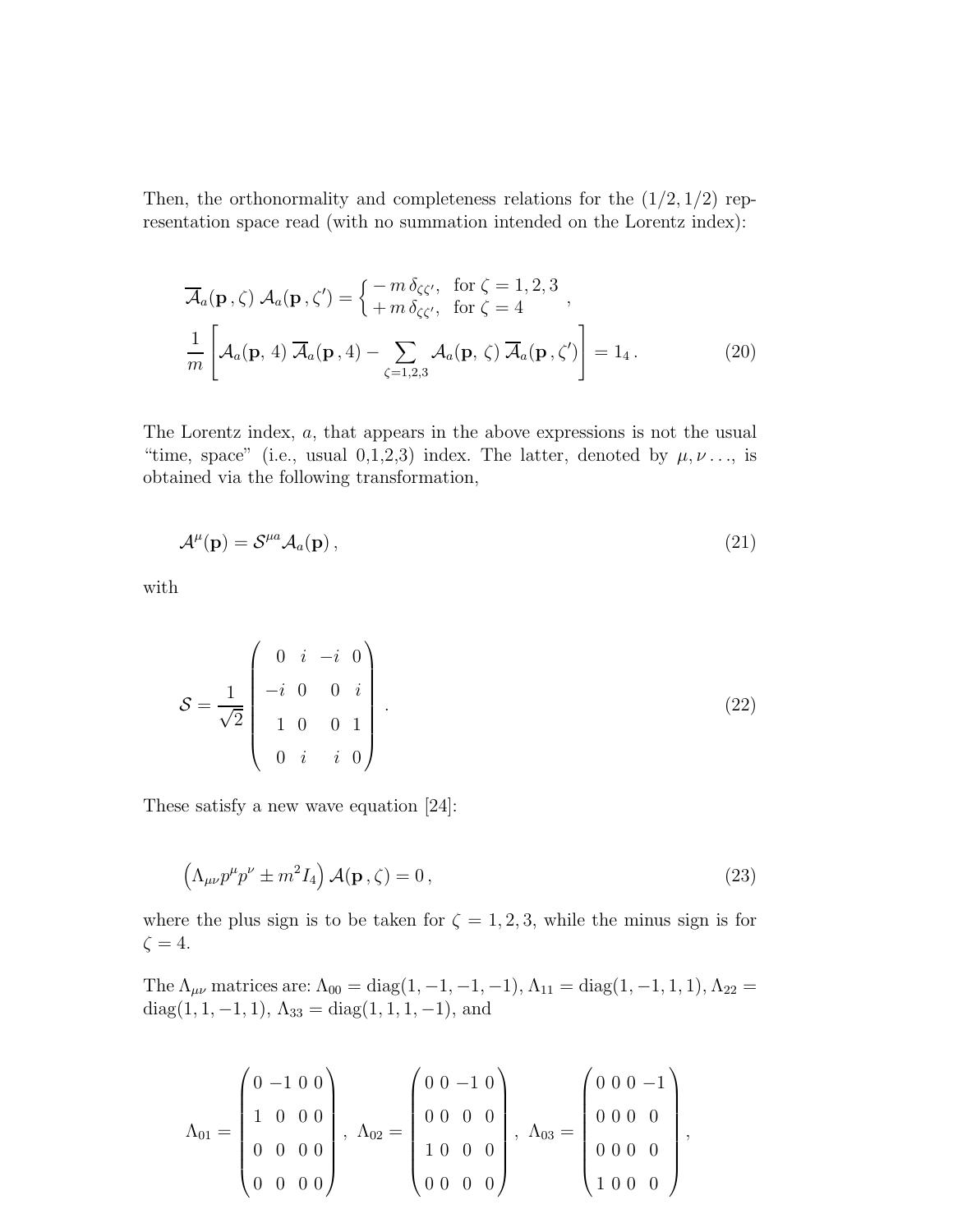Then, the orthonormality and completeness relations for the $(1/2, 1/2)$ representation space read (with no summation intended on the Lorentz index):

$$
\overline{\mathcal{A}}_a(\mathbf{p}\,,\zeta)\;\mathcal{A}_a(\mathbf{p}\,,\zeta') = \begin{cases} -\,m\,\delta_{\zeta\zeta'}, & \text{for } \zeta = 1,2,3 \\ +\,m\,\delta_{\zeta\zeta'}, & \text{for } \zeta = 4 \end{cases}\,,
$$

$$
\frac{1}{m}\left[\mathcal{A}_a(\mathbf{p},\,4)\;\overline{\mathcal{A}}_a(\mathbf{p}\,,4) - \sum_{\zeta=1,2,3}\mathcal{A}_a(\mathbf{p},\,\zeta)\;\overline{\mathcal{A}}_a(\mathbf{p}\,,\zeta')\right] = 1_4\,. \tag{20}
$$

The Lorentz index, $a$, that appears in the above expressions is not the usual "time, space" (i.e., usual 0,1,2,3) index. The latter, denoted by $\mu, \nu \ldots$, is obtained via the following transformation,

$$
\mathcal{A}^\mu(\mathbf{p}) = \mathcal{S}^{\mu a}\mathcal{A}_a(\mathbf{p})\,, \tag{21}
$$

with

$$
\mathcal{S} = \frac{1}{\sqrt{2}}\begin{pmatrix} 0 & i & -i & 0 \\ -i & 0 & 0 & i \\ 1 & 0 & 0 & 1 \\ 0 & i & i & 0 \end{pmatrix}\,. \tag{22}
$$

These satisfy a new wave equation [24]:

$$
\left(\Lambda_{\mu\nu}p^\mu p^\nu \pm m^2 I_4\right)\mathcal{A}(\mathbf{p}\,,\zeta) = 0\,, \tag{23}
$$

where the plus sign is to be taken for $\zeta = 1,2,3$, while the minus sign is for $\zeta = 4$.

The $\Lambda_{\mu\nu}$ matrices are: $\Lambda_{00} = \mathrm{diag}(1,-1,-1,-1)$, $\Lambda_{11} = \mathrm{diag}(1,-1,1,1)$, $\Lambda_{22} = \mathrm{diag}(1,1,-1,1)$, $\Lambda_{33} = \mathrm{diag}(1,1,1,-1)$, and

$$
\Lambda_{01} = \begin{pmatrix} 0 & -1 & 0 & 0 \\ 1 & 0 & 0 & 0 \\ 0 & 0 & 0 & 0 \\ 0 & 0 & 0 & 0 \end{pmatrix},\;
\Lambda_{02} = \begin{pmatrix} 0 & 0 & -1 & 0 \\ 0 & 0 & 0 & 0 \\ 1 & 0 & 0 & 0 \\ 0 & 0 & 0 & 0 \end{pmatrix},\;
\Lambda_{03} = \begin{pmatrix} 0 & 0 & 0 & -1 \\ 0 & 0 & 0 & 0 \\ 0 & 0 & 0 & 0 \\ 1 & 0 & 0 & 0 \end{pmatrix},
$$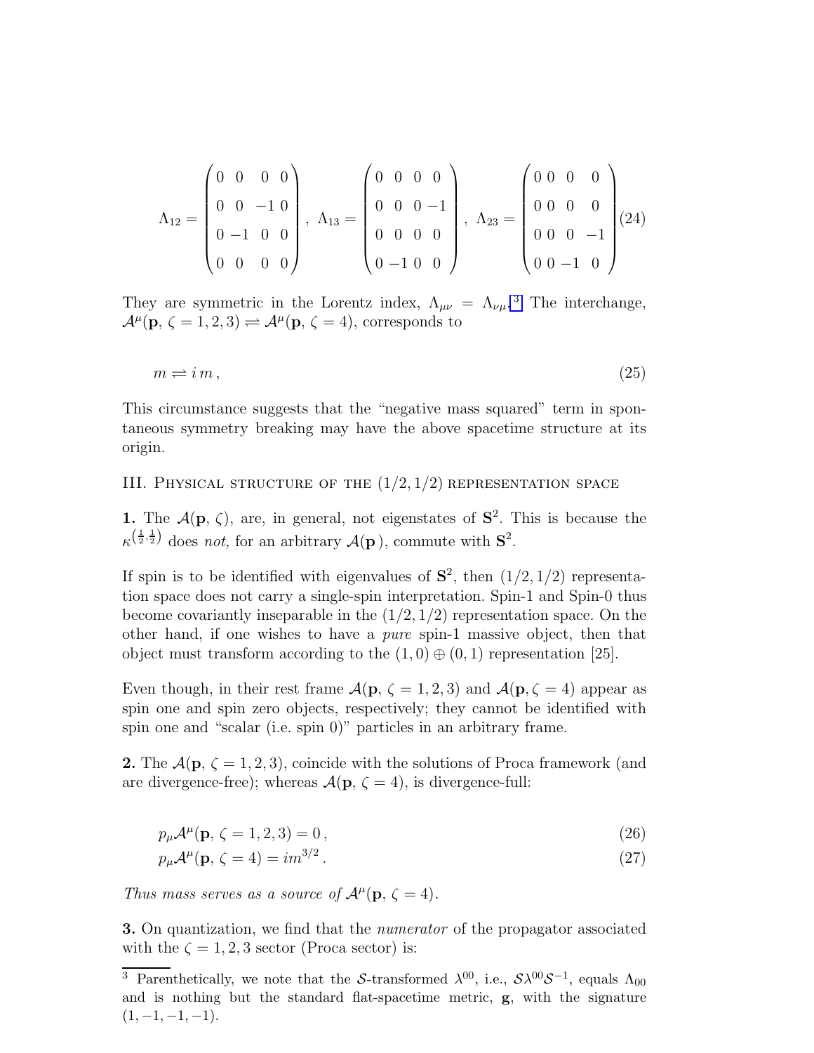$$
\Lambda_{12} = \begin{pmatrix} 0 & 0 & 0 & 0 \\ 0 & 0 & -1 & 0 \\ 0 & -1 & 0 & 0 \\ 0 & 0 & 0 & 0 \end{pmatrix}, \; \Lambda_{13} = \begin{pmatrix} 0 & 0 & 0 & 0 \\ 0 & 0 & 0 & -1 \\ 0 & 0 & 0 & 0 \\ 0 & -1 & 0 & 0 \end{pmatrix}, \; \Lambda_{23} = \begin{pmatrix} 0 & 0 & 0 & 0 \\ 0 & 0 & 0 & 0 \\ 0 & 0 & 0 & -1 \\ 0 & 0 & -1 & 0 \end{pmatrix} \tag{24}
$$

They are symmetric in the Lorentz index, $\Lambda_{\mu\nu} = \Lambda_{\nu\mu}$.[3] The interchange, $\mathcal{A}^\mu(\mathbf{p},\,\zeta = 1,2,3) \rightleftharpoons \mathcal{A}^\mu(\mathbf{p},\,\zeta = 4)$, corresponds to

$$
m \rightleftharpoons i\,m\,, \tag{25}
$$

This circumstance suggests that the "negative mass squared" term in spontaneous symmetry breaking may have the above spacetime structure at its origin.

## III. Physical structure of the $(1/2, 1/2)$ representation space

**1.** The $\mathcal{A}(\mathbf{p},\,\zeta)$, are, in general, not eigenstates of $\mathbf{S}^2$. This is because the $\kappa^{\left(\frac{1}{2},\frac{1}{2}\right)}$ does *not,* for an arbitrary $\mathcal{A}(\mathbf{p}\,)$, commute with $\mathbf{S}^2$.

If spin is to be identified with eigenvalues of $\mathbf{S}^2$, then $(1/2, 1/2)$ representation space does not carry a single-spin interpretation. Spin-1 and Spin-0 thus become covariantly inseparable in the $(1/2, 1/2)$ representation space. On the other hand, if one wishes to have a *pure* spin-1 massive object, then that object must transform according to the $(1, 0) \oplus (0, 1)$ representation [25].

Even though, in their rest frame $\mathcal{A}(\mathbf{p},\,\zeta = 1,2,3)$ and $\mathcal{A}(\mathbf{p},\zeta = 4)$ appear as spin one and spin zero objects, respectively; they cannot be identified with spin one and "scalar (i.e. spin 0)" particles in an arbitrary frame.

**2.** The $\mathcal{A}(\mathbf{p},\,\zeta = 1,2,3)$, coincide with the solutions of Proca framework (and are divergence-free); whereas $\mathcal{A}(\mathbf{p},\,\zeta = 4)$, is divergence-full:

$$
p_\mu \mathcal{A}^\mu(\mathbf{p},\,\zeta = 1,2,3) = 0\,, \tag{26}
$$

$$
p_\mu \mathcal{A}^\mu(\mathbf{p},\,\zeta = 4) = i m^{3/2}\,. \tag{27}
$$

*Thus mass serves as a source of $\mathcal{A}^\mu(\mathbf{p},\,\zeta = 4)$.*

**3.** On quantization, we find that the *numerator* of the propagator associated with the $\zeta = 1,2,3$ sector (Proca sector) is:

---

[3] Parenthetically, we note that the $\mathcal{S}$-transformed $\lambda^{00}$, i.e., $\mathcal{S}\lambda^{00}\mathcal{S}^{-1}$, equals $\Lambda_{00}$ and is nothing but the standard flat-spacetime metric, $\mathbf{g}$, with the signature $(1, -1, -1, -1)$.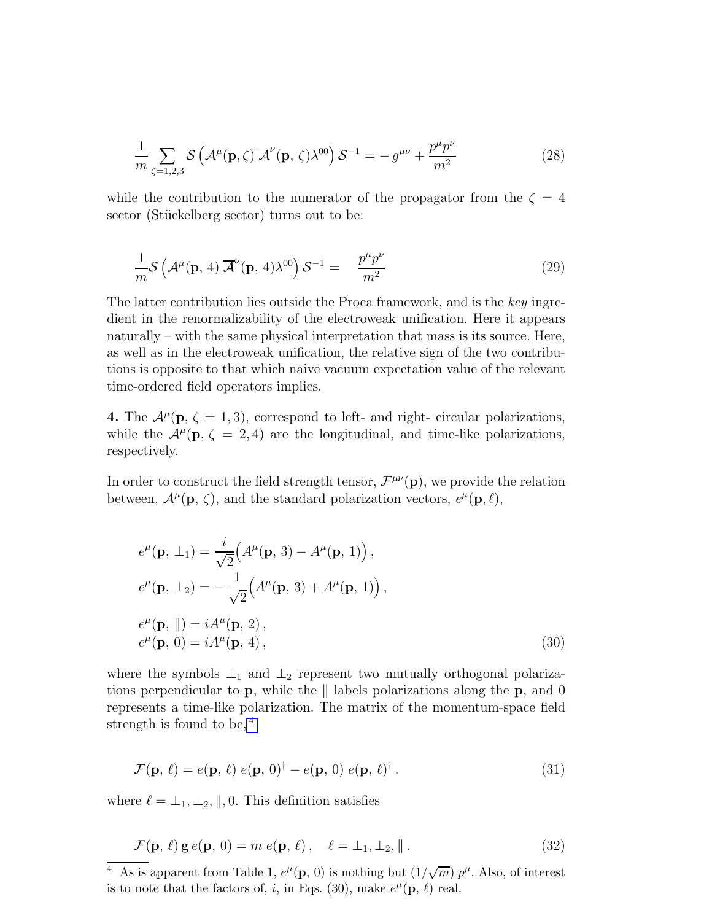$$
\frac{1}{m}\sum_{\zeta=1,2,3}\mathcal{S}\left(\mathcal{A}^{\mu}(\mathbf{p},\zeta)\,\overline{\mathcal{A}}^{\nu}(\mathbf{p},\zeta)\lambda^{00}\right)\mathcal{S}^{-1} = -\,g^{\mu\nu} + \frac{p^{\mu}p^{\nu}}{m^{2}} \tag{28}
$$

while the contribution to the numerator of the propagator from the $\zeta = 4$ sector (Stückelberg sector) turns out to be:

$$
\frac{1}{m}\mathcal{S}\left(\mathcal{A}^{\mu}(\mathbf{p},\,4)\,\overline{\mathcal{A}}^{\nu}(\mathbf{p},\,4)\lambda^{00}\right)\mathcal{S}^{-1} = \quad \frac{p^{\mu}p^{\nu}}{m^{2}} \tag{29}
$$

The latter contribution lies outside the Proca framework, and is the *key* ingredient in the renormalizability of the electroweak unification. Here it appears naturally – with the same physical interpretation that mass is its source. Here, as well as in the electroweak unification, the relative sign of the two contributions is opposite to that which naive vacuum expectation value of the relevant time-ordered field operators implies.

**4.** The $\mathcal{A}^{\mu}(\mathbf{p},\,\zeta = 1,3)$, correspond to left- and right- circular polarizations, while the $\mathcal{A}^{\mu}(\mathbf{p},\,\zeta = 2,4)$ are the longitudinal, and time-like polarizations, respectively.

In order to construct the field strength tensor, $\mathcal{F}^{\mu\nu}(\mathbf{p})$, we provide the relation between, $\mathcal{A}^{\mu}(\mathbf{p},\,\zeta)$, and the standard polarization vectors, $e^{\mu}(\mathbf{p},\,\ell)$,

$$
\begin{aligned}
&e^{\mu}(\mathbf{p},\,\perp_1) = \frac{i}{\sqrt{2}}\Big(A^{\mu}(\mathbf{p},\,3) - A^{\mu}(\mathbf{p},\,1)\Big)\,,\\
&e^{\mu}(\mathbf{p},\,\perp_2) = -\,\frac{1}{\sqrt{2}}\Big(A^{\mu}(\mathbf{p},\,3) + A^{\mu}(\mathbf{p},\,1)\Big)\,,\\
&e^{\mu}(\mathbf{p},\,\|) = iA^{\mu}(\mathbf{p},\,2)\,,\\
&e^{\mu}(\mathbf{p},\,0) = iA^{\mu}(\mathbf{p},\,4)\,,
\end{aligned} \tag{30}
$$

where the symbols $\perp_1$ and $\perp_2$ represent two mutually orthogonal polarizations perpendicular to $\mathbf{p}$, while the $\|$ labels polarizations along the $\mathbf{p}$, and 0 represents a time-like polarization. The matrix of the momentum-space field strength is found to be,[4]

$$
\mathcal{F}(\mathbf{p},\,\ell) = e(\mathbf{p},\,\ell)\;e(\mathbf{p},\,0)^{\dagger} - e(\mathbf{p},\,0)\;e(\mathbf{p},\,\ell)^{\dagger}\,. \tag{31}
$$

where $\ell = \perp_1, \perp_2, \|, 0$. This definition satisfies

$$
\mathcal{F}(\mathbf{p},\,\ell)\,\mathbf{g}\,e(\mathbf{p},\,0) = m\;e(\mathbf{p},\,\ell)\,,\quad \ell = \perp_1, \perp_2, \|\,. \tag{32}
$$

[4] As is apparent from Table 1, $e^{\mu}(\mathbf{p},\,0)$ is nothing but $(1/\sqrt{m})\;p^{\mu}$. Also, of interest is to note that the factors of, $i$, in Eqs. (30), make $e^{\mu}(\mathbf{p},\,\ell)$ real.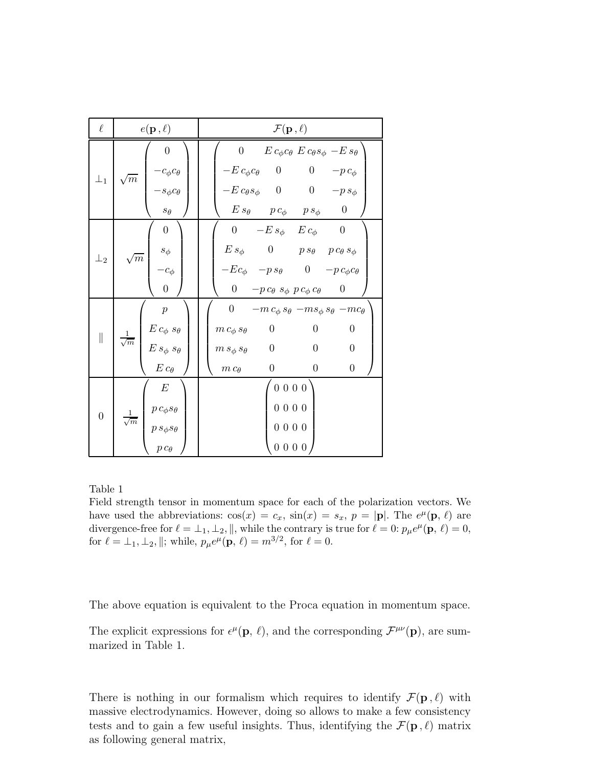| $\ell$ | $e(\mathbf{p}\,,\ell)$ | $\mathcal{F}(\mathbf{p}\,,\ell)$ |
|---|---|---|
| $\perp_1$ | $\sqrt{m}\begin{pmatrix} 0 \\ -c_\phi c_\theta \\ -s_\phi c_\theta \\ s_\theta \end{pmatrix}$ | $\begin{pmatrix} 0 & E\,c_\phi c_\theta & E\,c_\theta s_\phi & -E\,s_\theta \\ -E\,c_\phi c_\theta & 0 & 0 & -p\,c_\phi \\ -E\,c_\theta s_\phi & 0 & 0 & -p\,s_\phi \\ E\,s_\theta & p\,c_\phi & p\,s_\phi & 0 \end{pmatrix}$ |
| $\perp_2$ | $\sqrt{m}\begin{pmatrix} 0 \\ s_\phi \\ -c_\phi \\ 0 \end{pmatrix}$ | $\begin{pmatrix} 0 & -E\,s_\phi & E\,c_\phi & 0 \\ E\,s_\phi & 0 & p\,s_\theta & p\,c_\theta\,s_\phi \\ -Ec_\phi & -p\,s_\theta & 0 & -p\,c_\phi c_\theta \\ 0 & -p\,c_\theta\,s_\phi & p\,c_\phi\,c_\theta & 0 \end{pmatrix}$ |
| $\parallel$ | $\frac{1}{\sqrt{m}}\begin{pmatrix} p \\ E\,c_\phi\,s_\theta \\ E\,s_\phi\,s_\theta \\ E\,c_\theta \end{pmatrix}$ | $\begin{pmatrix} 0 & -m\,c_\phi\,s_\theta & -ms_\phi\,s_\theta & -mc_\theta \\ m\,c_\phi\,s_\theta & 0 & 0 & 0 \\ m\,s_\phi\,s_\theta & 0 & 0 & 0 \\ m\,c_\theta & 0 & 0 & 0 \end{pmatrix}$ |
| $0$ | $\frac{1}{\sqrt{m}}\begin{pmatrix} E \\ p\,c_\phi s_\theta \\ p\,s_\phi s_\theta \\ p\,c_\theta \end{pmatrix}$ | $\begin{pmatrix} 0 & 0 & 0 & 0 \\ 0 & 0 & 0 & 0 \\ 0 & 0 & 0 & 0 \\ 0 & 0 & 0 & 0 \end{pmatrix}$ |

Table 1
Field strength tensor in momentum space for each of the polarization vectors. We have used the abbreviations: $\cos(x) = c_x$, $\sin(x) = s_x$, $p = |\mathbf{p}|$. The $e^\mu(\mathbf{p},\,\ell)$ are divergence-free for $\ell = \perp_1, \perp_2, \parallel$, while the contrary is true for $\ell = 0$: $p_\mu e^\mu(\mathbf{p},\,\ell) = 0$, for $\ell = \perp_1, \perp_2, \parallel$; while, $p_\mu e^\mu(\mathbf{p},\,\ell) = m^{3/2}$, for $\ell = 0$.

The above equation is equivalent to the Proca equation in momentum space.

The explicit expressions for $\epsilon^\mu(\mathbf{p},\,\ell)$, and the corresponding $\mathcal{F}^{\mu\nu}(\mathbf{p})$, are summarized in Table 1.

There is nothing in our formalism which requires to identify $\mathcal{F}(\mathbf{p}\,,\ell)$ with massive electrodynamics. However, doing so allows to make a few consistency tests and to gain a few useful insights. Thus, identifying the $\mathcal{F}(\mathbf{p}\,,\ell)$ matrix as following general matrix,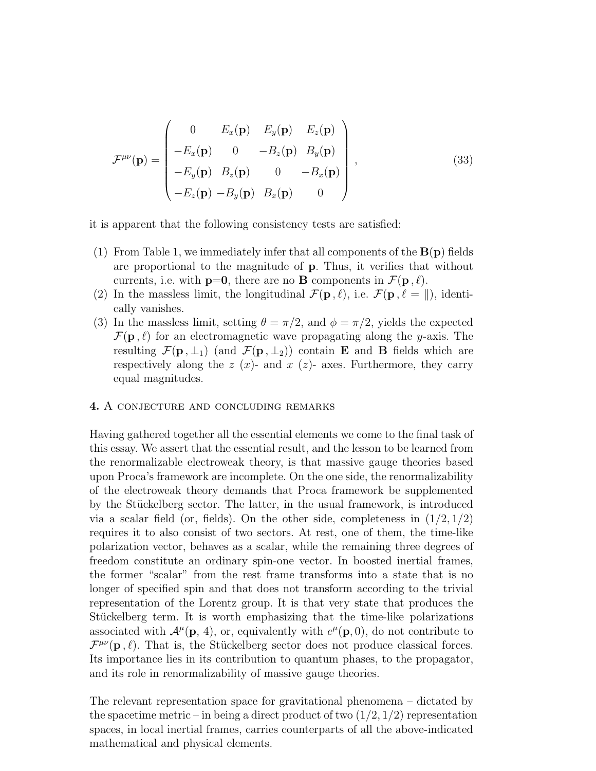$$
\mathcal{F}^{\mu\nu}(\mathbf{p}) = \begin{pmatrix} 0 & E_x(\mathbf{p}) & E_y(\mathbf{p}) & E_z(\mathbf{p}) \\ -E_x(\mathbf{p}) & 0 & -B_z(\mathbf{p}) & B_y(\mathbf{p}) \\ -E_y(\mathbf{p}) & B_z(\mathbf{p}) & 0 & -B_x(\mathbf{p}) \\ -E_z(\mathbf{p}) & -B_y(\mathbf{p}) & B_x(\mathbf{p}) & 0 \end{pmatrix} , \tag{33}
$$

it is apparent that the following consistency tests are satisfied:

(1) From Table 1, we immediately infer that all components of the $\mathbf{B}(\mathbf{p})$ fields are proportional to the magnitude of $\mathbf{p}$. Thus, it verifies that without currents, i.e. with $\mathbf{p}=\mathbf{0}$, there are no $\mathbf{B}$ components in $\mathcal{F}(\mathbf{p}\,,\ell)$.

(2) In the massless limit, the longitudinal $\mathcal{F}(\mathbf{p}\,,\ell)$, i.e. $\mathcal{F}(\mathbf{p}\,,\ell=\|)$, identically vanishes.

(3) In the massless limit, setting $\theta=\pi/2$, and $\phi=\pi/2$, yields the expected $\mathcal{F}(\mathbf{p}\,,\ell)$ for an electromagnetic wave propagating along the $y$-axis. The resulting $\mathcal{F}(\mathbf{p}\,,\perp_1)$ (and $\mathcal{F}(\mathbf{p}\,,\perp_2)$) contain $\mathbf{E}$ and $\mathbf{B}$ fields which are respectively along the $z$ ($x$)- and $x$ ($z$)- axes. Furthermore, they carry equal magnitudes.

## 4. A conjecture and concluding remarks

Having gathered together all the essential elements we come to the final task of this essay. We assert that the essential result, and the lesson to be learned from the renormalizable electroweak theory, is that massive gauge theories based upon Proca's framework are incomplete. On the one side, the renormalizability of the electroweak theory demands that Proca framework be supplemented by the Stückelberg sector. The latter, in the usual framework, is introduced via a scalar field (or, fields). On the other side, completeness in $(1/2,1/2)$ requires it to also consist of two sectors. At rest, one of them, the time-like polarization vector, behaves as a scalar, while the remaining three degrees of freedom constitute an ordinary spin-one vector. In boosted inertial frames, the former "scalar" from the rest frame transforms into a state that is no longer of specified spin and that does not transform according to the trivial representation of the Lorentz group. It is that very state that produces the Stückelberg term. It is worth emphasizing that the time-like polarizations associated with $\mathcal{A}^\mu(\mathbf{p},\,4)$, or, equivalently with $e^\mu(\mathbf{p},0)$, do not contribute to $\mathcal{F}^{\mu\nu}(\mathbf{p}\,,\ell)$. That is, the Stückelberg sector does not produce classical forces. Its importance lies in its contribution to quantum phases, to the propagator, and its role in renormalizability of massive gauge theories.

The relevant representation space for gravitational phenomena – dictated by the spacetime metric – in being a direct product of two $(1/2,1/2)$ representation spaces, in local inertial frames, carries counterparts of all the above-indicated mathematical and physical elements.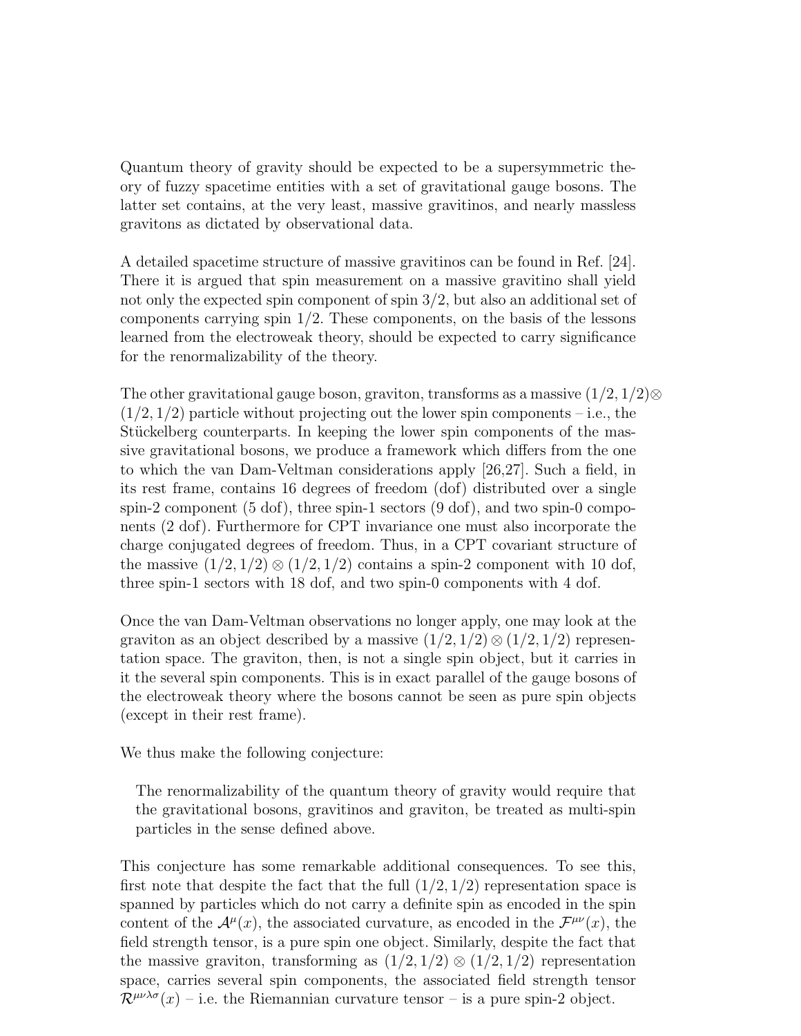Quantum theory of gravity should be expected to be a supersymmetric theory of fuzzy spacetime entities with a set of gravitational gauge bosons. The latter set contains, at the very least, massive gravitinos, and nearly massless gravitons as dictated by observational data.

A detailed spacetime structure of massive gravitinos can be found in Ref. [24]. There it is argued that spin measurement on a massive gravitino shall yield not only the expected spin component of spin 3/2, but also an additional set of components carrying spin 1/2. These components, on the basis of the lessons learned from the electroweak theory, should be expected to carry significance for the renormalizability of the theory.

The other gravitational gauge boson, graviton, transforms as a massive $(1/2, 1/2) \otimes (1/2, 1/2)$ particle without projecting out the lower spin components – i.e., the Stückelberg counterparts. In keeping the lower spin components of the massive gravitational bosons, we produce a framework which differs from the one to which the van Dam-Veltman considerations apply [26,27]. Such a field, in its rest frame, contains 16 degrees of freedom (dof) distributed over a single spin-2 component (5 dof), three spin-1 sectors (9 dof), and two spin-0 components (2 dof). Furthermore for CPT invariance one must also incorporate the charge conjugated degrees of freedom. Thus, in a CPT covariant structure of the massive $(1/2, 1/2) \otimes (1/2, 1/2)$ contains a spin-2 component with 10 dof, three spin-1 sectors with 18 dof, and two spin-0 components with 4 dof.

Once the van Dam-Veltman observations no longer apply, one may look at the graviton as an object described by a massive $(1/2, 1/2) \otimes (1/2, 1/2)$ representation space. The graviton, then, is not a single spin object, but it carries in it the several spin components. This is in exact parallel of the gauge bosons of the electroweak theory where the bosons cannot be seen as pure spin objects (except in their rest frame).

We thus make the following conjecture:

> The renormalizability of the quantum theory of gravity would require that the gravitational bosons, gravitinos and graviton, be treated as multi-spin particles in the sense defined above.

This conjecture has some remarkable additional consequences. To see this, first note that despite the fact that the full $(1/2, 1/2)$ representation space is spanned by particles which do not carry a definite spin as encoded in the spin content of the $\mathcal{A}^\mu(x)$, the associated curvature, as encoded in the $\mathcal{F}^{\mu\nu}(x)$, the field strength tensor, is a pure spin one object. Similarly, despite the fact that the massive graviton, transforming as $(1/2, 1/2) \otimes (1/2, 1/2)$ representation space, carries several spin components, the associated field strength tensor $\mathcal{R}^{\mu\nu\lambda\sigma}(x)$ – i.e. the Riemannian curvature tensor – is a pure spin-2 object.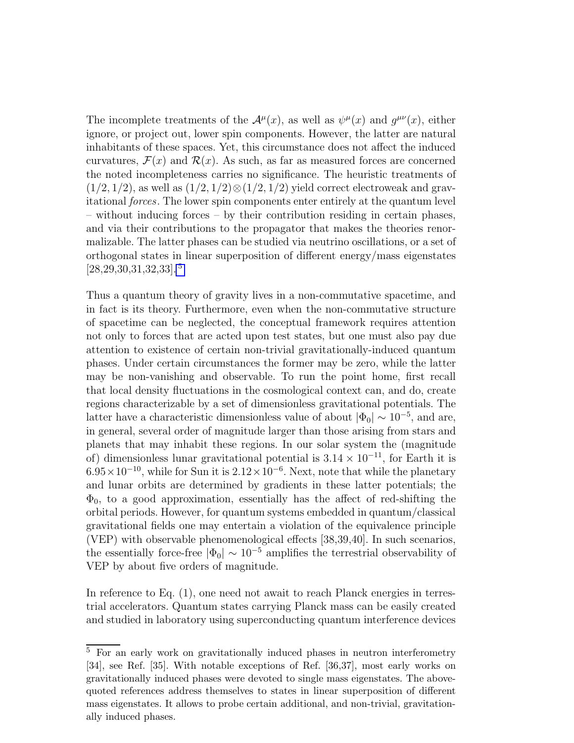The incomplete treatments of the $\mathcal{A}^\mu(x)$, as well as $\psi^\mu(x)$ and $g^{\mu\nu}(x)$, either ignore, or project out, lower spin components. However, the latter are natural inhabitants of these spaces. Yet, this circumstance does not affect the induced curvatures, $\mathcal{F}(x)$ and $\mathcal{R}(x)$. As such, as far as measured forces are concerned the noted incompleteness carries no significance. The heuristic treatments of $(1/2, 1/2)$, as well as $(1/2, 1/2) \otimes (1/2, 1/2)$ yield correct electroweak and gravitational *forces*. The lower spin components enter entirely at the quantum level – without inducing forces – by their contribution residing in certain phases, and via their contributions to the propagator that makes the theories renormalizable. The latter phases can be studied via neutrino oscillations, or a set of orthogonal states in linear superposition of different energy/mass eigenstates [28,29,30,31,32,33].[5]

Thus a quantum theory of gravity lives in a non-commutative spacetime, and in fact is its theory. Furthermore, even when the non-commutative structure of spacetime can be neglected, the conceptual framework requires attention not only to forces that are acted upon test states, but one must also pay due attention to existence of certain non-trivial gravitationally-induced quantum phases. Under certain circumstances the former may be zero, while the latter may be non-vanishing and observable. To run the point home, first recall that local density fluctuations in the cosmological context can, and do, create regions characterizable by a set of dimensionless gravitational potentials. The latter have a characteristic dimensionless value of about $|\Phi_0| \sim 10^{-5}$, and are, in general, several order of magnitude larger than those arising from stars and planets that may inhabit these regions. In our solar system the (magnitude of) dimensionless lunar gravitational potential is $3.14 \times 10^{-11}$, for Earth it is $6.95 \times 10^{-10}$, while for Sun it is $2.12 \times 10^{-6}$. Next, note that while the planetary and lunar orbits are determined by gradients in these latter potentials; the $\Phi_0$, to a good approximation, essentially has the affect of red-shifting the orbital periods. However, for quantum systems embedded in quantum/classical gravitational fields one may entertain a violation of the equivalence principle (VEP) with observable phenomenological effects [38,39,40]. In such scenarios, the essentially force-free $|\Phi_0| \sim 10^{-5}$ amplifies the terrestrial observability of VEP by about five orders of magnitude.

In reference to Eq. (1), one need not await to reach Planck energies in terrestrial accelerators. Quantum states carrying Planck mass can be easily created and studied in laboratory using superconducting quantum interference devices

[5] For an early work on gravitationally induced phases in neutron interferometry [34], see Ref. [35]. With notable exceptions of Ref. [36,37], most early works on gravitationally induced phases were devoted to single mass eigenstates. The above-quoted references address themselves to states in linear superposition of different mass eigenstates. It allows to probe certain additional, and non-trivial, gravitationally induced phases.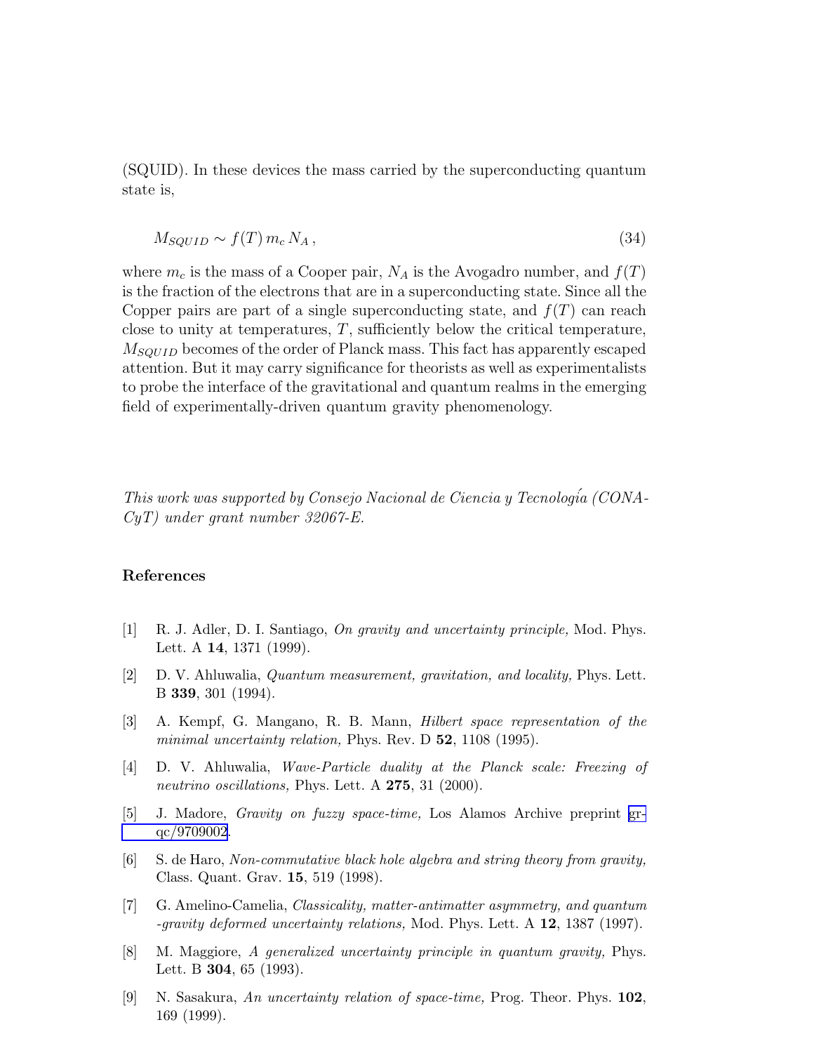(SQUID). In these devices the mass carried by the superconducting quantum state is,

$$M_{SQUID} \sim f(T)\, m_c\, N_A\,, \tag{34}$$

where $m_c$ is the mass of a Cooper pair, $N_A$ is the Avogadro number, and $f(T)$ is the fraction of the electrons that are in a superconducting state. Since all the Copper pairs are part of a single superconducting state, and $f(T)$ can reach close to unity at temperatures, $T$, sufficiently below the critical temperature, $M_{SQUID}$ becomes of the order of Planck mass. This fact has apparently escaped attention. But it may carry significance for theorists as well as experimentalists to probe the interface of the gravitational and quantum realms in the emerging field of experimentally-driven quantum gravity phenomenology.

*This work was supported by Consejo Nacional de Ciencia y Tecnología (CONACyT) under grant number 32067-E.*

## References

[1] R. J. Adler, D. I. Santiago, *On gravity and uncertainty principle,* Mod. Phys. Lett. A **14**, 1371 (1999).

[2] D. V. Ahluwalia, *Quantum measurement, gravitation, and locality,* Phys. Lett. B **339**, 301 (1994).

[3] A. Kempf, G. Mangano, R. B. Mann, *Hilbert space representation of the minimal uncertainty relation,* Phys. Rev. D **52**, 1108 (1995).

[4] D. V. Ahluwalia, *Wave-Particle duality at the Planck scale: Freezing of neutrino oscillations,* Phys. Lett. A **275**, 31 (2000).

[5] J. Madore, *Gravity on fuzzy space-time,* Los Alamos Archive preprint gr-qc/9709002.

[6] S. de Haro, *Non-commutative black hole algebra and string theory from gravity,* Class. Quant. Grav. **15**, 519 (1998).

[7] G. Amelino-Camelia, *Classicality, matter-antimatter asymmetry, and quantum -gravity deformed uncertainty relations,* Mod. Phys. Lett. A **12**, 1387 (1997).

[8] M. Maggiore, *A generalized uncertainty principle in quantum gravity,* Phys. Lett. B **304**, 65 (1993).

[9] N. Sasakura, *An uncertainty relation of space-time,* Prog. Theor. Phys. **102**, 169 (1999).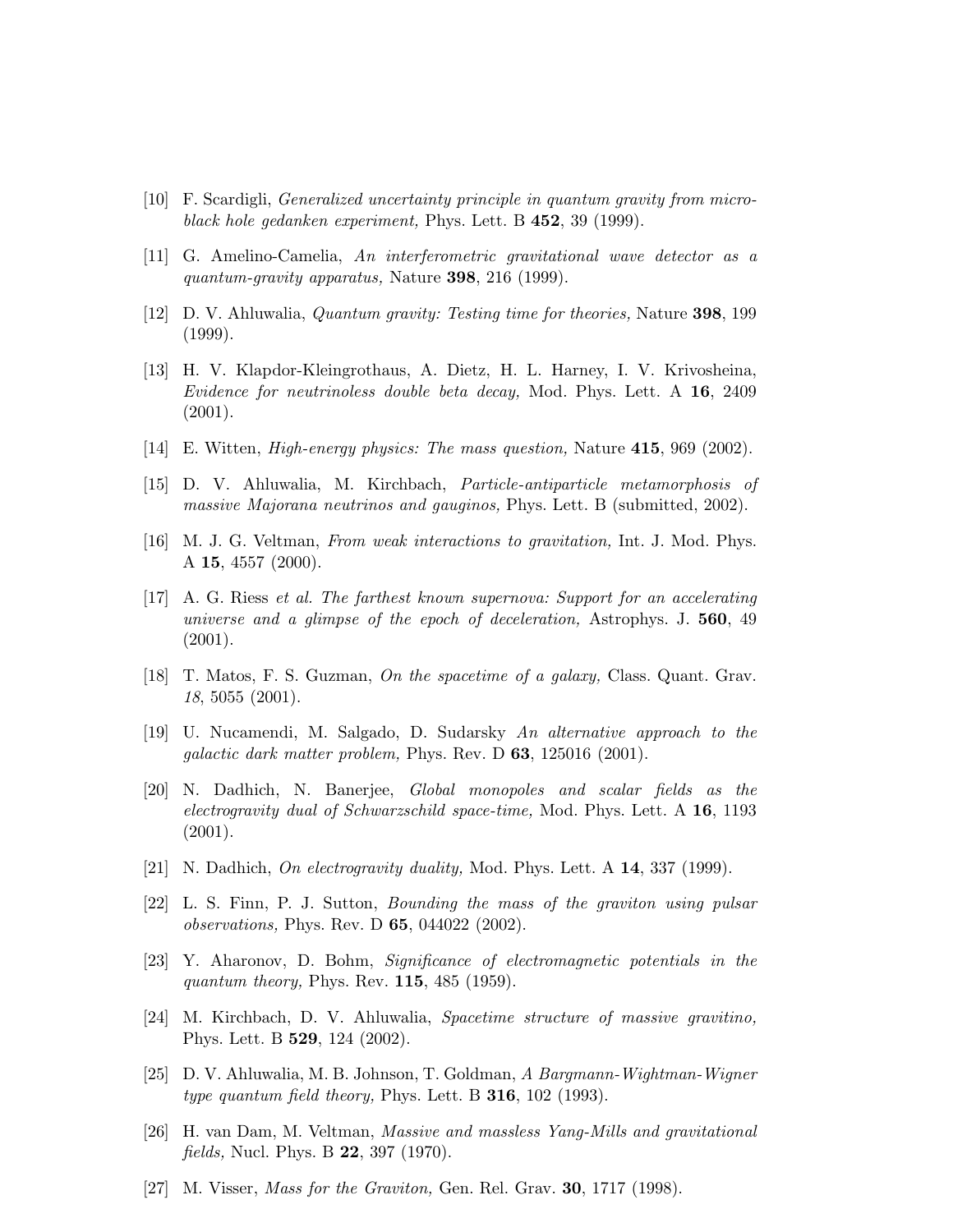[10] F. Scardigli, *Generalized uncertainty principle in quantum gravity from micro-black hole gedanken experiment,* Phys. Lett. B **452**, 39 (1999).

[11] G. Amelino-Camelia, *An interferometric gravitational wave detector as a quantum-gravity apparatus,* Nature **398**, 216 (1999).

[12] D. V. Ahluwalia, *Quantum gravity: Testing time for theories,* Nature **398**, 199 (1999).

[13] H. V. Klapdor-Kleingrothaus, A. Dietz, H. L. Harney, I. V. Krivosheina, *Evidence for neutrinoless double beta decay,* Mod. Phys. Lett. A **16**, 2409 (2001).

[14] E. Witten, *High-energy physics: The mass question,* Nature **415**, 969 (2002).

[15] D. V. Ahluwalia, M. Kirchbach, *Particle-antiparticle metamorphosis of massive Majorana neutrinos and gauginos,* Phys. Lett. B (submitted, 2002).

[16] M. J. G. Veltman, *From weak interactions to gravitation,* Int. J. Mod. Phys. A **15**, 4557 (2000).

[17] A. G. Riess *et al. The farthest known supernova: Support for an accelerating universe and a glimpse of the epoch of deceleration,* Astrophys. J. **560**, 49 (2001).

[18] T. Matos, F. S. Guzman, *On the spacetime of a galaxy,* Class. Quant. Grav. *18*, 5055 (2001).

[19] U. Nucamendi, M. Salgado, D. Sudarsky *An alternative approach to the galactic dark matter problem,* Phys. Rev. D **63**, 125016 (2001).

[20] N. Dadhich, N. Banerjee, *Global monopoles and scalar fields as the electrogravity dual of Schwarzschild space-time,* Mod. Phys. Lett. A **16**, 1193 (2001).

[21] N. Dadhich, *On electrogravity duality,* Mod. Phys. Lett. A **14**, 337 (1999).

[22] L. S. Finn, P. J. Sutton, *Bounding the mass of the graviton using pulsar observations,* Phys. Rev. D **65**, 044022 (2002).

[23] Y. Aharonov, D. Bohm, *Significance of electromagnetic potentials in the quantum theory,* Phys. Rev. **115**, 485 (1959).

[24] M. Kirchbach, D. V. Ahluwalia, *Spacetime structure of massive gravitino,* Phys. Lett. B **529**, 124 (2002).

[25] D. V. Ahluwalia, M. B. Johnson, T. Goldman, *A Bargmann-Wightman-Wigner type quantum field theory,* Phys. Lett. B **316**, 102 (1993).

[26] H. van Dam, M. Veltman, *Massive and massless Yang-Mills and gravitational fields,* Nucl. Phys. B **22**, 397 (1970).

[27] M. Visser, *Mass for the Graviton,* Gen. Rel. Grav. **30**, 1717 (1998).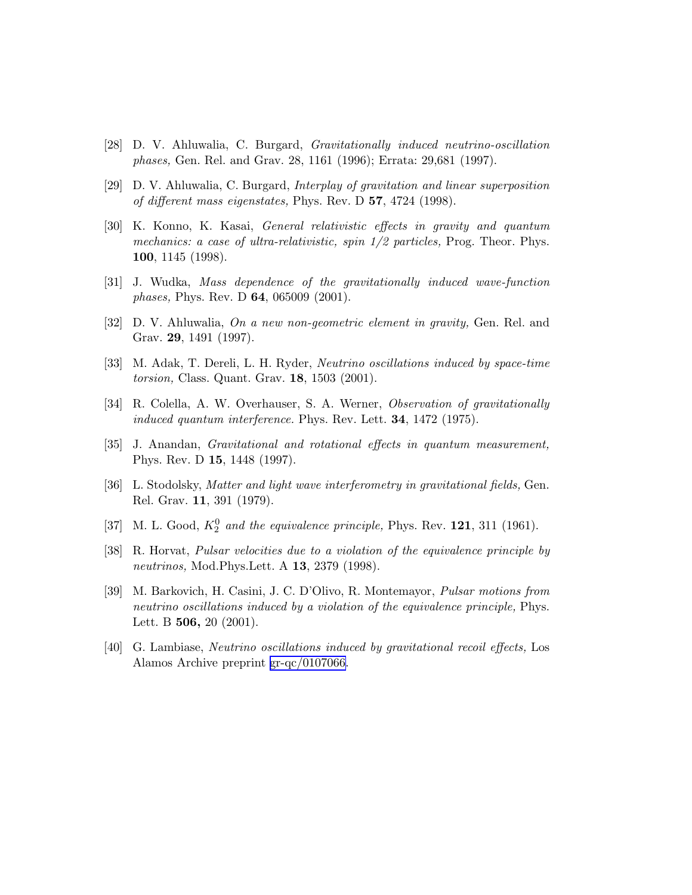[28] D. V. Ahluwalia, C. Burgard, *Gravitationally induced neutrino-oscillation phases,* Gen. Rel. and Grav. 28, 1161 (1996); Errata: 29,681 (1997).

[29] D. V. Ahluwalia, C. Burgard, *Interplay of gravitation and linear superposition of different mass eigenstates,* Phys. Rev. D **57**, 4724 (1998).

[30] K. Konno, K. Kasai, *General relativistic effects in gravity and quantum mechanics: a case of ultra-relativistic, spin 1/2 particles,* Prog. Theor. Phys. **100**, 1145 (1998).

[31] J. Wudka, *Mass dependence of the gravitationally induced wave-function phases,* Phys. Rev. D **64**, 065009 (2001).

[32] D. V. Ahluwalia, *On a new non-geometric element in gravity,* Gen. Rel. and Grav. **29**, 1491 (1997).

[33] M. Adak, T. Dereli, L. H. Ryder, *Neutrino oscillations induced by space-time torsion,* Class. Quant. Grav. **18**, 1503 (2001).

[34] R. Colella, A. W. Overhauser, S. A. Werner, *Observation of gravitationally induced quantum interference.* Phys. Rev. Lett. **34**, 1472 (1975).

[35] J. Anandan, *Gravitational and rotational effects in quantum measurement,* Phys. Rev. D **15**, 1448 (1997).

[36] L. Stodolsky, *Matter and light wave interferometry in gravitational fields,* Gen. Rel. Grav. **11**, 391 (1979).

[37] M. L. Good, *$K_2^0$ and the equivalence principle,* Phys. Rev. **121**, 311 (1961).

[38] R. Horvat, *Pulsar velocities due to a violation of the equivalence principle by neutrinos,* Mod.Phys.Lett. A **13**, 2379 (1998).

[39] M. Barkovich, H. Casini, J. C. D'Olivo, R. Montemayor, *Pulsar motions from neutrino oscillations induced by a violation of the equivalence principle,* Phys. Lett. B **506,** 20 (2001).

[40] G. Lambiase, *Neutrino oscillations induced by gravitational recoil effects,* Los Alamos Archive preprint gr-qc/0107066.